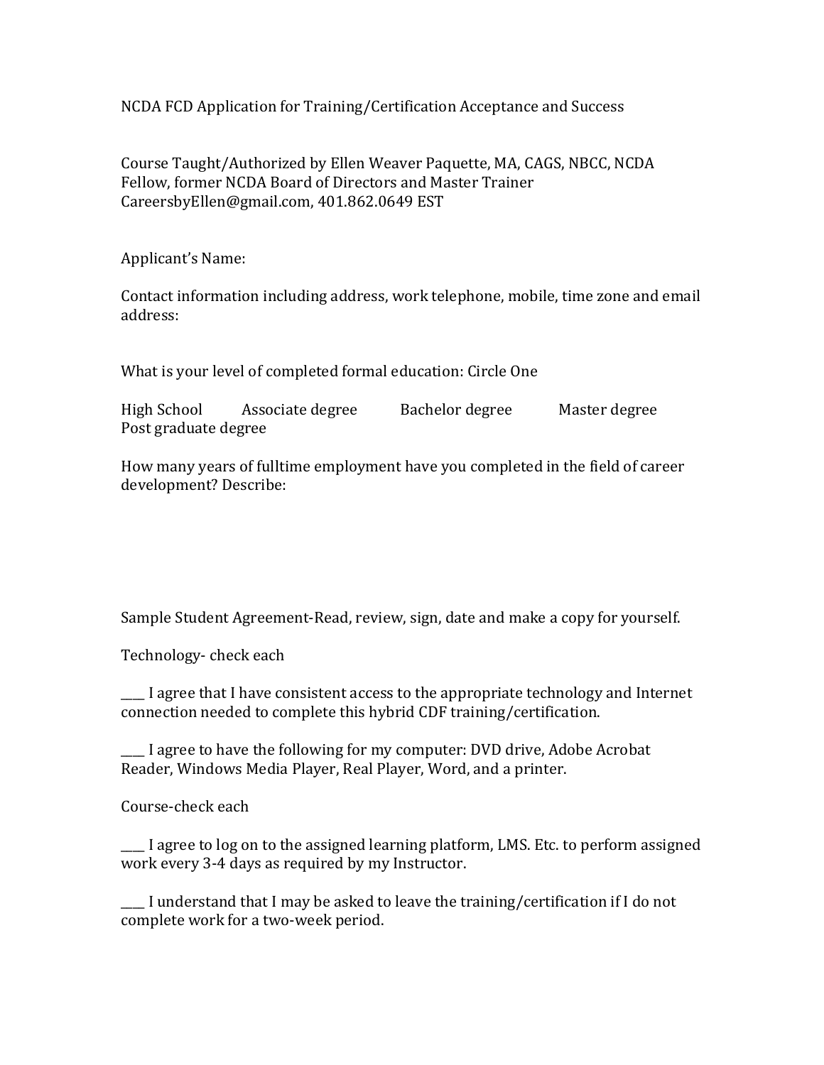NCDA FCD Application for Training/Certification Acceptance and Success

Course Taught/Authorized by Ellen Weaver Paquette, MA, CAGS, NBCC, NCDA Fellow, former NCDA Board of Directors and Master Trainer CareersbyEllen@gmail.com, 401.862.0649 EST

Applicant's Name:

Contact information including address, work telephone, mobile, time zone and email address:

What is your level of completed formal education: Circle One

High School    Associate degree    Bachelor degree    Master degree    Post graduate degree

How many years of fulltime employment have you completed in the field of career development? Describe:

Sample Student Agreement-Read, review, sign, date and make a copy for yourself.

Technology- check each

___ I agree that I have consistent access to the appropriate technology and Internet connection needed to complete this hybrid CDF training/certification.

___ I agree to have the following for my computer: DVD drive, Adobe Acrobat Reader, Windows Media Player, Real Player, Word, and a printer.

Course-check each

___ I agree to log on to the assigned learning platform, LMS. Etc. to perform assigned work every 3-4 days as required by my Instructor.

___ I understand that I may be asked to leave the training/certification if I do not complete work for a two-week period.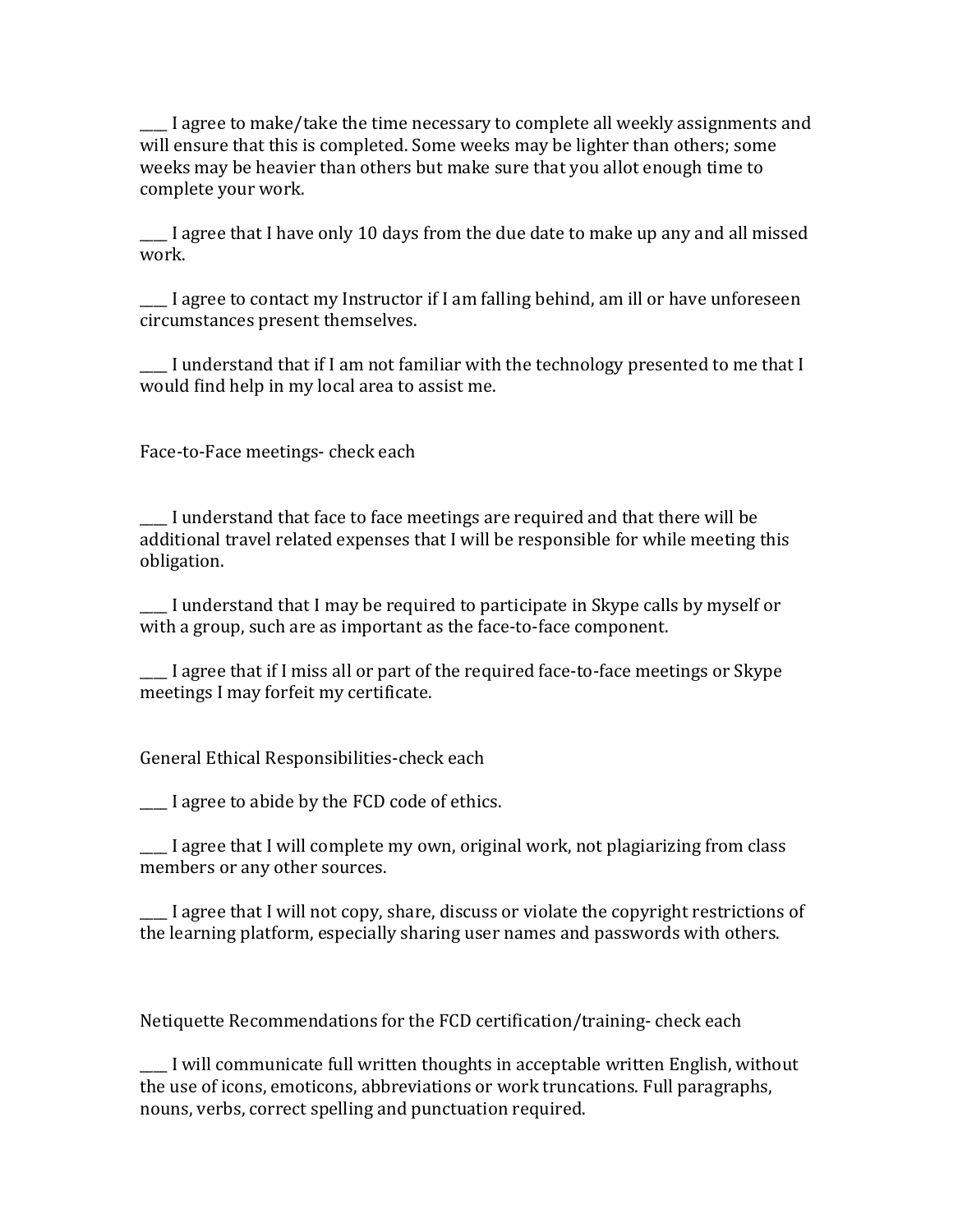____ I agree to make/take the time necessary to complete all weekly assignments and will ensure that this is completed. Some weeks may be lighter than others; some weeks may be heavier than others but make sure that you allot enough time to complete your work.

____ I agree that I have only 10 days from the due date to make up any and all missed work.

____ I agree to contact my Instructor if I am falling behind, am ill or have unforeseen circumstances present themselves.

____ I understand that if I am not familiar with the technology presented to me that I would find help in my local area to assist me.

Face-to-Face meetings- check each

____ I understand that face to face meetings are required and that there will be additional travel related expenses that I will be responsible for while meeting this obligation.

____ I understand that I may be required to participate in Skype calls by myself or with a group, such are as important as the face-to-face component.

____ I agree that if I miss all or part of the required face-to-face meetings or Skype meetings I may forfeit my certificate.

General Ethical Responsibilities-check each

____ I agree to abide by the FCD code of ethics.

____ I agree that I will complete my own, original work, not plagiarizing from class members or any other sources.

____ I agree that I will not copy, share, discuss or violate the copyright restrictions of the learning platform, especially sharing user names and passwords with others.

Netiquette Recommendations for the FCD certification/training- check each

____ I will communicate full written thoughts in acceptable written English, without the use of icons, emoticons, abbreviations or work truncations. Full paragraphs, nouns, verbs, correct spelling and punctuation required.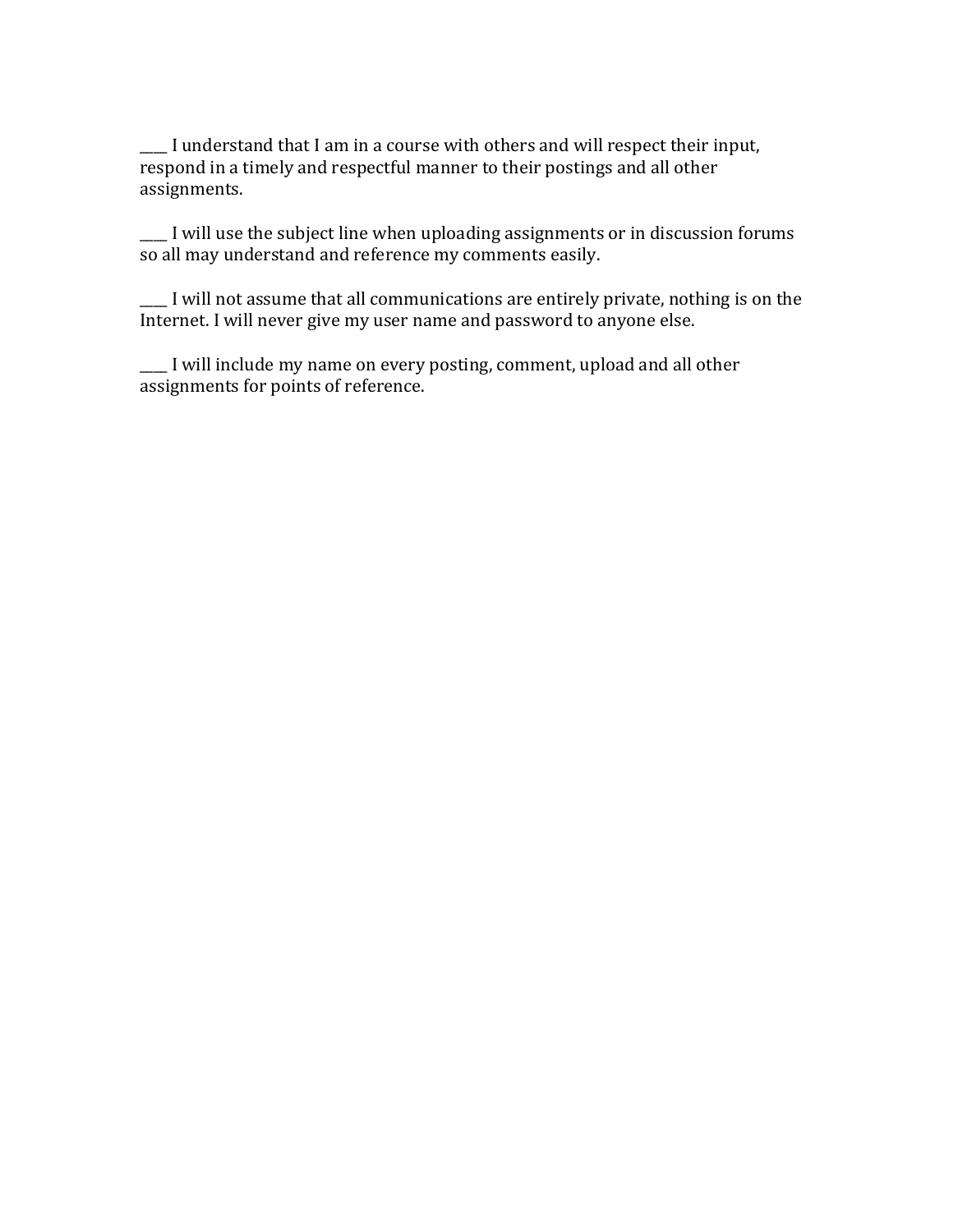____ I understand that I am in a course with others and will respect their input, respond in a timely and respectful manner to their postings and all other assignments.

____ I will use the subject line when uploading assignments or in discussion forums so all may understand and reference my comments easily.

____ I will not assume that all communications are entirely private, nothing is on the Internet. I will never give my user name and password to anyone else.

____ I will include my name on every posting, comment, upload and all other assignments for points of reference.